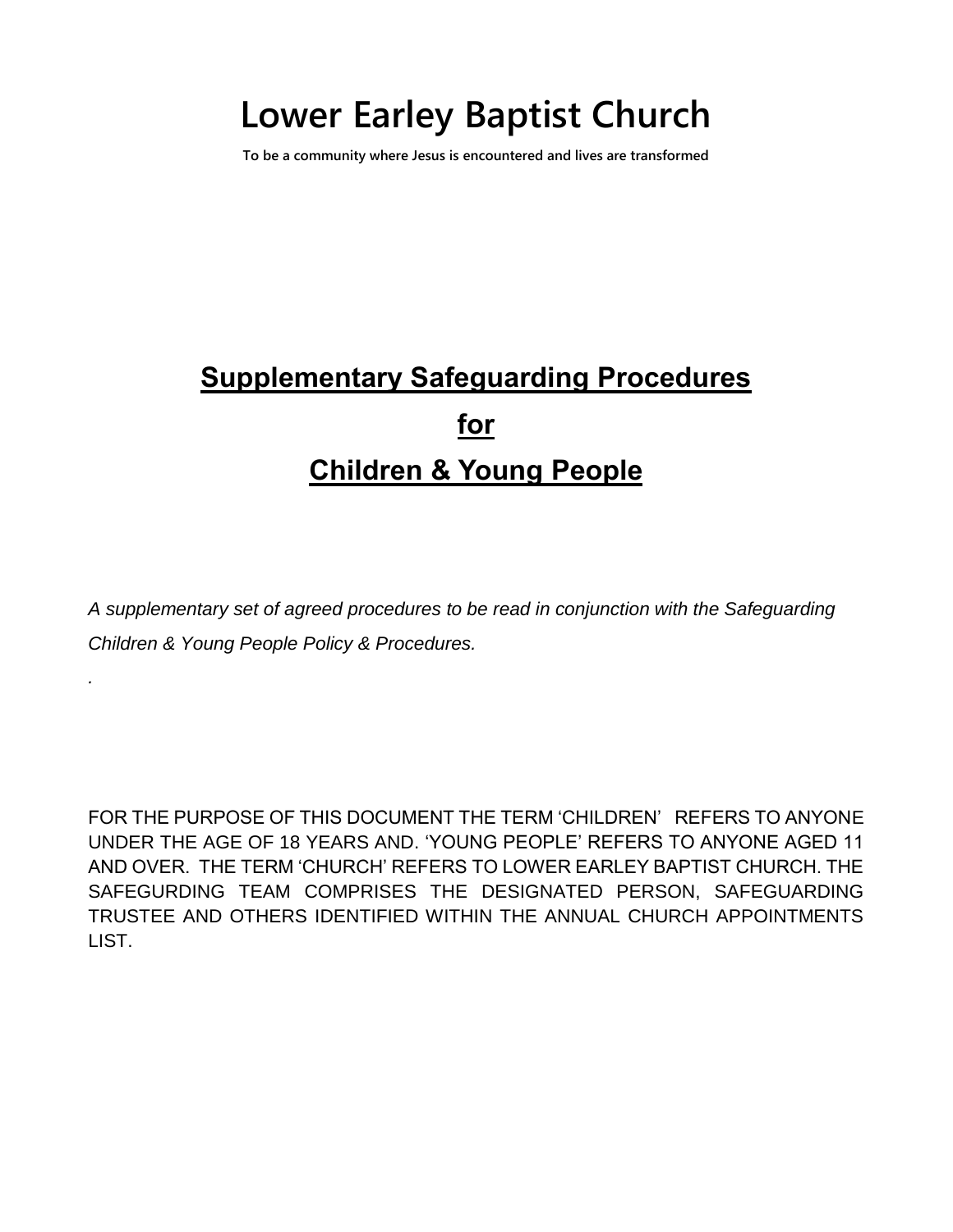# Lower Earley Baptist Church

**To be a community where Jesus is encountered and lives are transformed**

## Supplementary Safeguarding Procedures

## for

## Children & Young People

*A supplementary set of agreed procedures to be read in conjunction with the Safeguarding Children & Young People Policy & Procedures.*

.

FOR THE PURPOSE OF THIS DOCUMENT THE TERM 'CHILDREN' REFERS TO ANYONE UNDER THE AGE OF 18 YEARS AND. 'YOUNG PEOPLE' REFERS TO ANYONE AGED 11 AND OVER. THE TERM 'CHURCH' REFERS TO LOWER EARLEY BAPTIST CHURCH. THE SAFEGURDING TEAM COMPRISES THE DESIGNATED PERSON, SAFEGUARDING TRUSTEE AND OTHERS IDENTIFIED WITHIN THE ANNUAL CHURCH APPOINTMENTS LIST.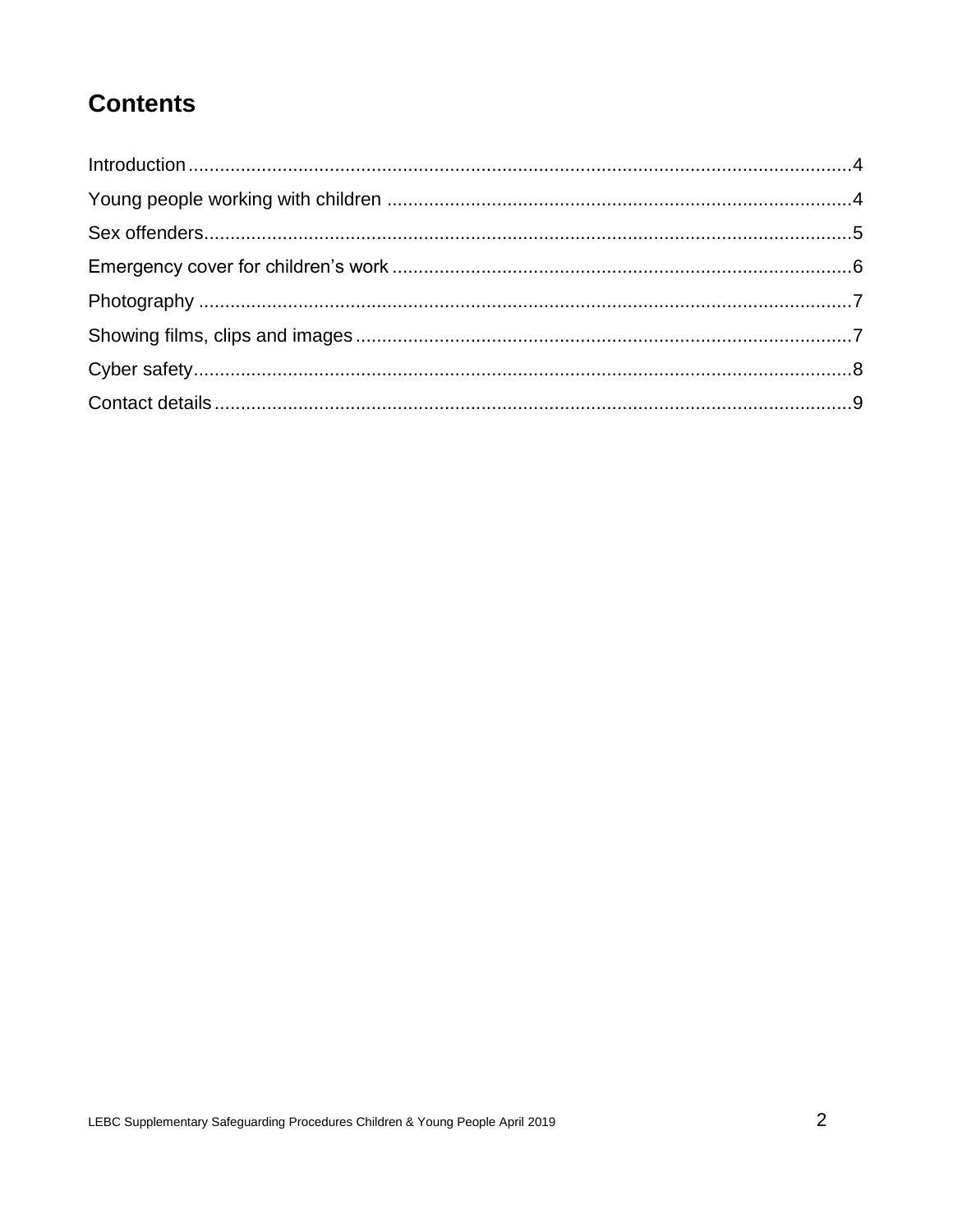## Contents

Introduction.....4
Young people working with children.....4
Sex offenders.....5
Emergency cover for children's work.....6
Photography.....7
Showing films, clips and images.....7
Cyber safety.....8
Contact details.....9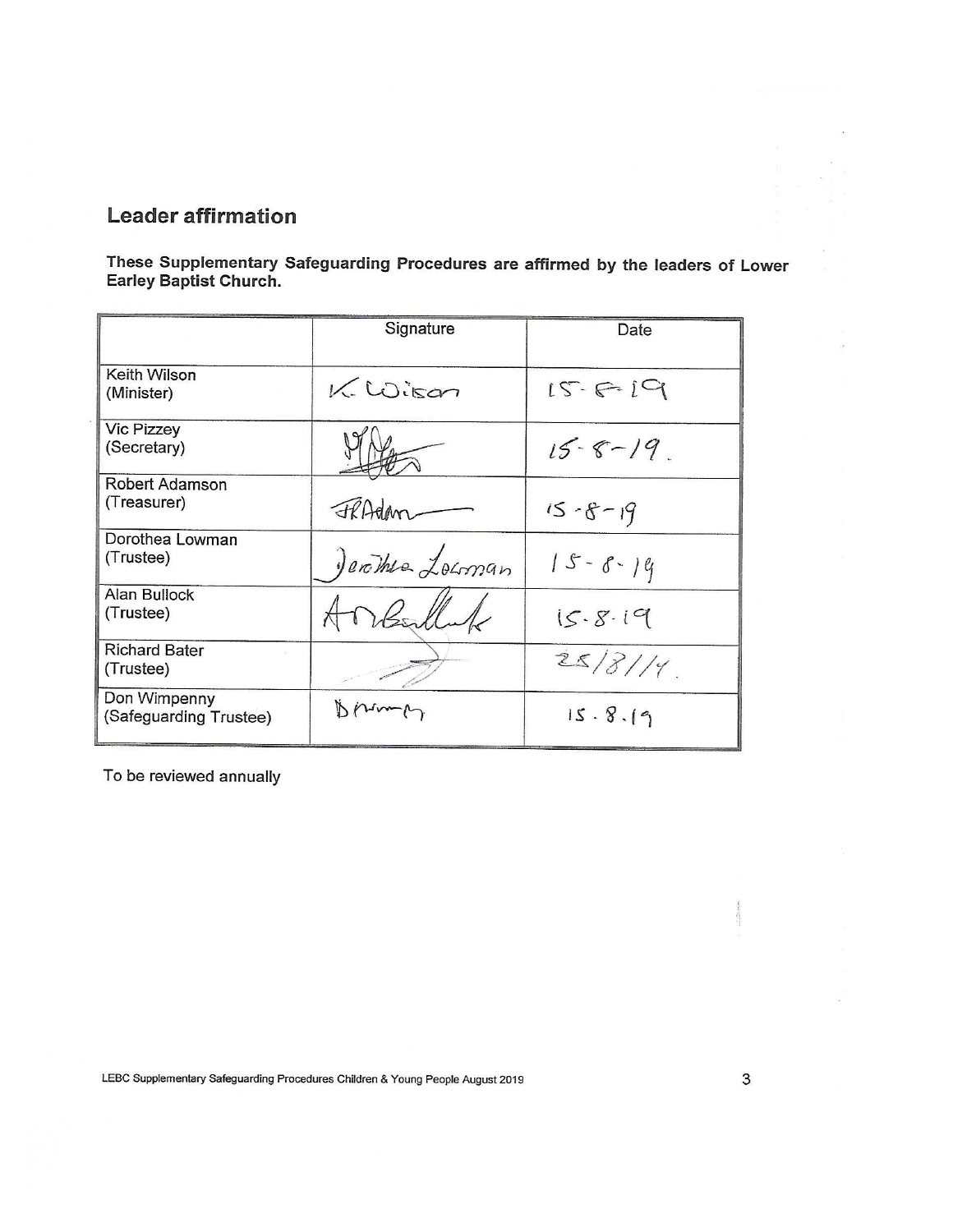## Leader affirmation

**These Supplementary Safeguarding Procedures are affirmed by the leaders of Lower Earley Baptist Church.**

| | Signature | Date |
|---|---|---|
| Keith Wilson (Minister) | K. Wilson | 15-8-19 |
| Vic Pizzey (Secretary) | [signature] | 15-8-19. |
| Robert Adamson (Treasurer) | RAdam | 15-8-19 |
| Dorothea Lowman (Trustee) | Dorothea Lowman | 15-8-19 |
| Alan Bullock (Trustee) | A Bullock | 15.8.19 |
| Richard Bater (Trustee) | [signature] | 25/8/19. |
| Don Wimpenny (Safeguarding Trustee) | D Wimpenny | 15.8.19 |

To be reviewed annually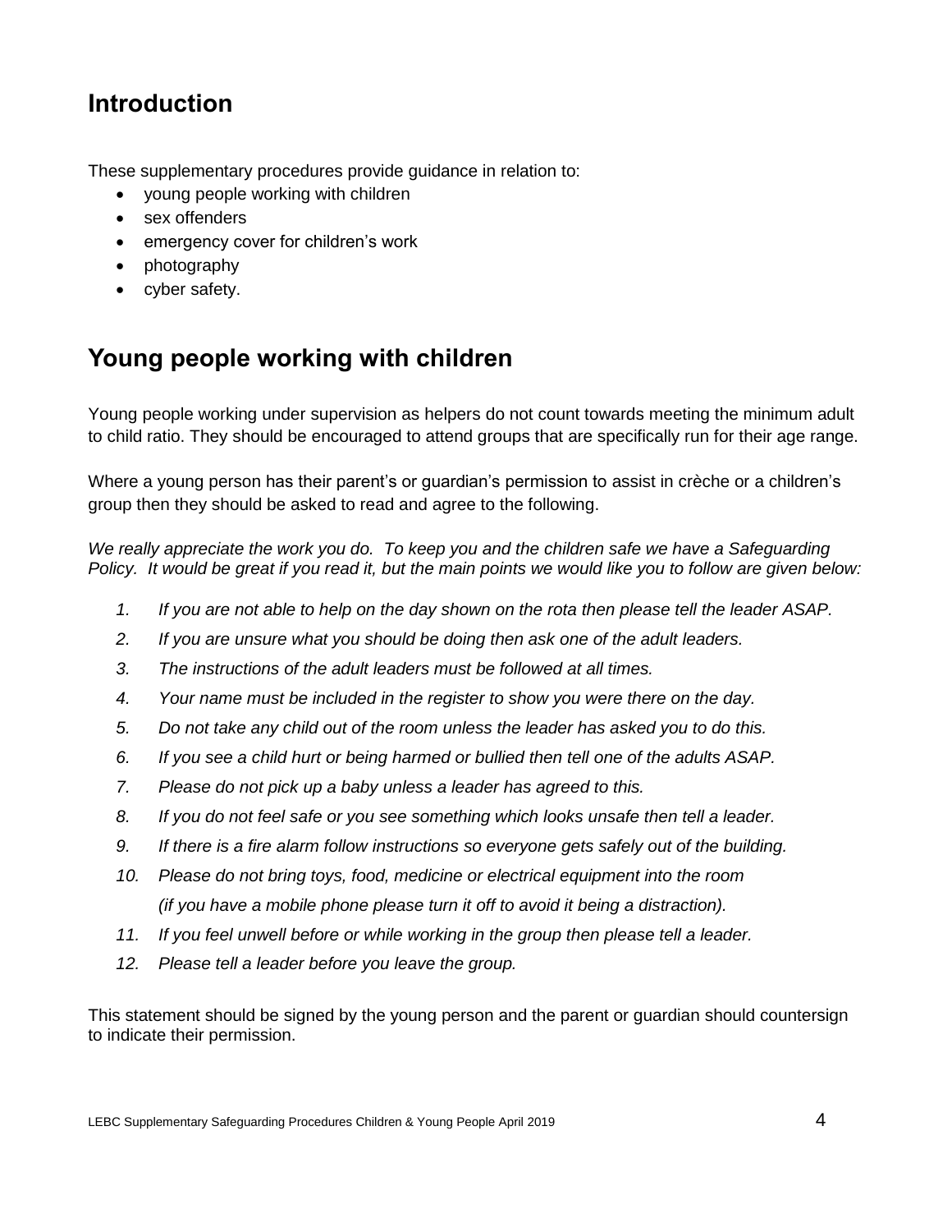## Introduction

These supplementary procedures provide guidance in relation to:

- young people working with children
- sex offenders
- emergency cover for children's work
- photography
- cyber safety.

## Young people working with children

Young people working under supervision as helpers do not count towards meeting the minimum adult to child ratio. They should be encouraged to attend groups that are specifically run for their age range.

Where a young person has their parent's or guardian's permission to assist in crèche or a children's group then they should be asked to read and agree to the following.

*We really appreciate the work you do. To keep you and the children safe we have a Safeguarding Policy. It would be great if you read it, but the main points we would like you to follow are given below:*

1. *If you are not able to help on the day shown on the rota then please tell the leader ASAP.*
2. *If you are unsure what you should be doing then ask one of the adult leaders.*
3. *The instructions of the adult leaders must be followed at all times.*
4. *Your name must be included in the register to show you were there on the day.*
5. *Do not take any child out of the room unless the leader has asked you to do this.*
6. *If you see a child hurt or being harmed or bullied then tell one of the adults ASAP.*
7. *Please do not pick up a baby unless a leader has agreed to this.*
8. *If you do not feel safe or you see something which looks unsafe then tell a leader.*
9. *If there is a fire alarm follow instructions so everyone gets safely out of the building.*
10. *Please do not bring toys, food, medicine or electrical equipment into the room (if you have a mobile phone please turn it off to avoid it being a distraction).*
11. *If you feel unwell before or while working in the group then please tell a leader.*
12. *Please tell a leader before you leave the group.*

This statement should be signed by the young person and the parent or guardian should countersign to indicate their permission.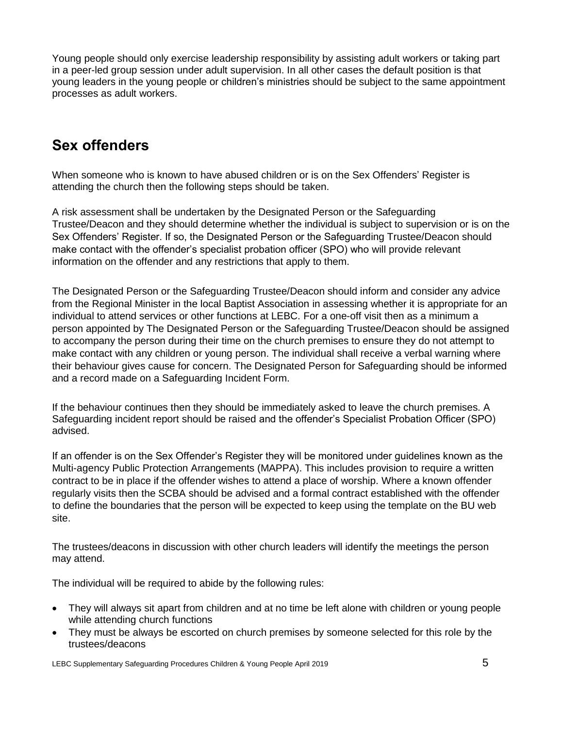Young people should only exercise leadership responsibility by assisting adult workers or taking part in a peer-led group session under adult supervision. In all other cases the default position is that young leaders in the young people or children's ministries should be subject to the same appointment processes as adult workers.

## Sex offenders

When someone who is known to have abused children or is on the Sex Offenders' Register is attending the church then the following steps should be taken.

A risk assessment shall be undertaken by the Designated Person or the Safeguarding Trustee/Deacon and they should determine whether the individual is subject to supervision or is on the Sex Offenders' Register. If so, the Designated Person or the Safeguarding Trustee/Deacon should make contact with the offender's specialist probation officer (SPO) who will provide relevant information on the offender and any restrictions that apply to them.

The Designated Person or the Safeguarding Trustee/Deacon should inform and consider any advice from the Regional Minister in the local Baptist Association in assessing whether it is appropriate for an individual to attend services or other functions at LEBC. For a one-off visit then as a minimum a person appointed by The Designated Person or the Safeguarding Trustee/Deacon should be assigned to accompany the person during their time on the church premises to ensure they do not attempt to make contact with any children or young person. The individual shall receive a verbal warning where their behaviour gives cause for concern. The Designated Person for Safeguarding should be informed and a record made on a Safeguarding Incident Form.

If the behaviour continues then they should be immediately asked to leave the church premises. A Safeguarding incident report should be raised and the offender's Specialist Probation Officer (SPO) advised.

If an offender is on the Sex Offender's Register they will be monitored under guidelines known as the Multi-agency Public Protection Arrangements (MAPPA). This includes provision to require a written contract to be in place if the offender wishes to attend a place of worship. Where a known offender regularly visits then the SCBA should be advised and a formal contract established with the offender to define the boundaries that the person will be expected to keep using the template on the BU web site.

The trustees/deacons in discussion with other church leaders will identify the meetings the person may attend.

The individual will be required to abide by the following rules:

- They will always sit apart from children and at no time be left alone with children or young people while attending church functions
- They must be always be escorted on church premises by someone selected for this role by the trustees/deacons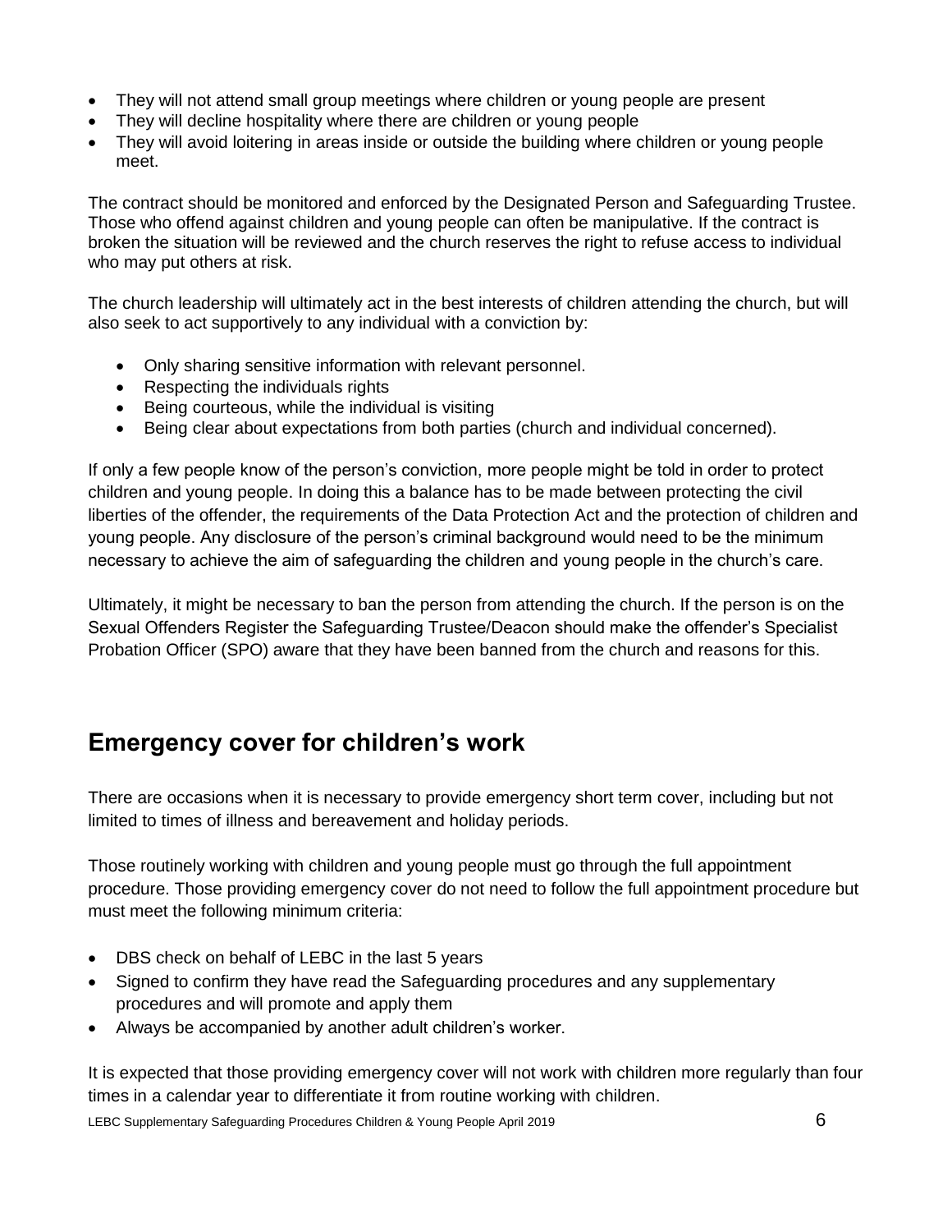- They will not attend small group meetings where children or young people are present
- They will decline hospitality where there are children or young people
- They will avoid loitering in areas inside or outside the building where children or young people meet.

The contract should be monitored and enforced by the Designated Person and Safeguarding Trustee. Those who offend against children and young people can often be manipulative. If the contract is broken the situation will be reviewed and the church reserves the right to refuse access to individual who may put others at risk.

The church leadership will ultimately act in the best interests of children attending the church, but will also seek to act supportively to any individual with a conviction by:

- Only sharing sensitive information with relevant personnel.
- Respecting the individuals rights
- Being courteous, while the individual is visiting
- Being clear about expectations from both parties (church and individual concerned).

If only a few people know of the person's conviction, more people might be told in order to protect children and young people. In doing this a balance has to be made between protecting the civil liberties of the offender, the requirements of the Data Protection Act and the protection of children and young people. Any disclosure of the person's criminal background would need to be the minimum necessary to achieve the aim of safeguarding the children and young people in the church's care.

Ultimately, it might be necessary to ban the person from attending the church. If the person is on the Sexual Offenders Register the Safeguarding Trustee/Deacon should make the offender's Specialist Probation Officer (SPO) aware that they have been banned from the church and reasons for this.

## Emergency cover for children's work

There are occasions when it is necessary to provide emergency short term cover, including but not limited to times of illness and bereavement and holiday periods.

Those routinely working with children and young people must go through the full appointment procedure. Those providing emergency cover do not need to follow the full appointment procedure but must meet the following minimum criteria:

- DBS check on behalf of LEBC in the last 5 years
- Signed to confirm they have read the Safeguarding procedures and any supplementary procedures and will promote and apply them
- Always be accompanied by another adult children's worker.

It is expected that those providing emergency cover will not work with children more regularly than four times in a calendar year to differentiate it from routine working with children.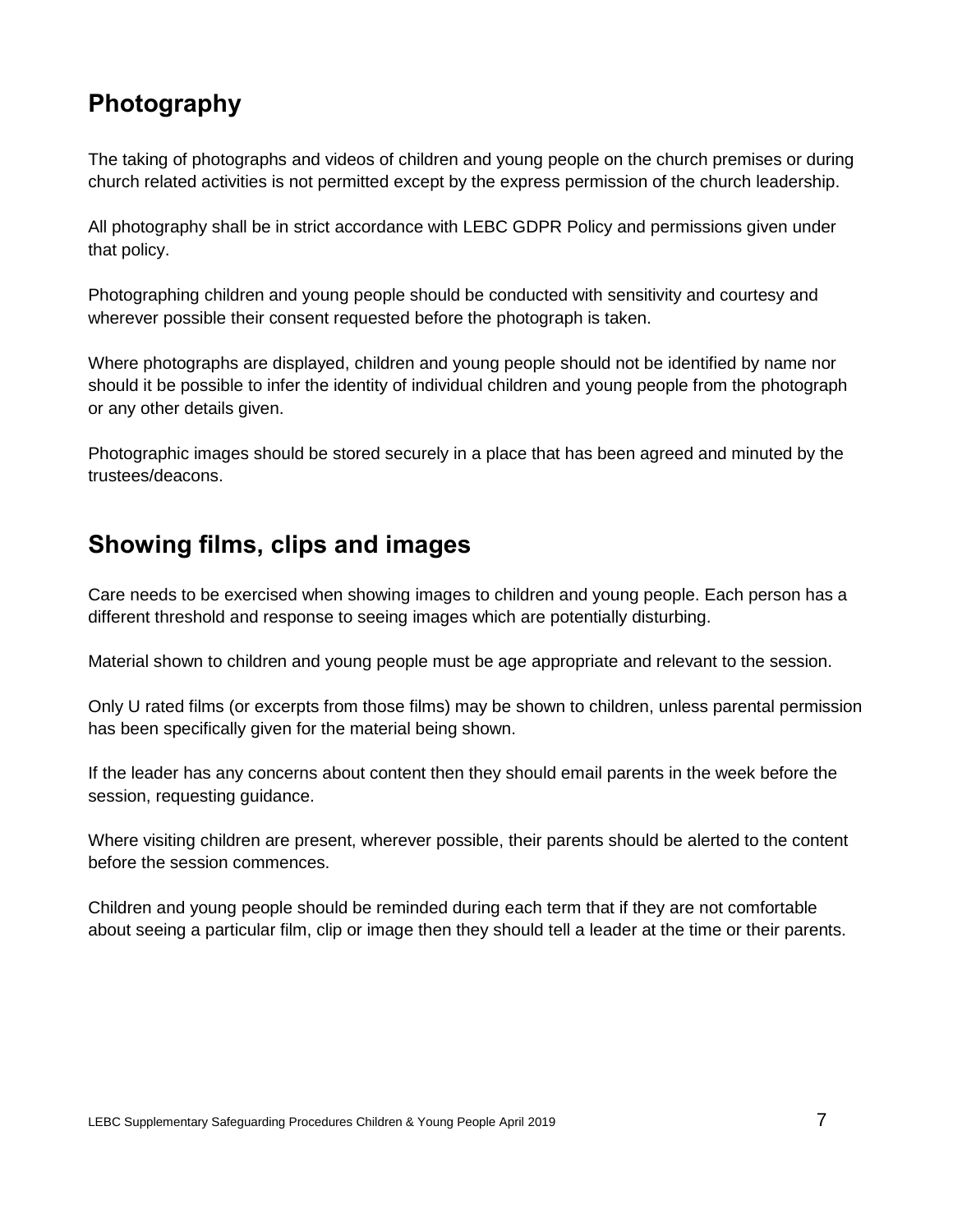## Photography

The taking of photographs and videos of children and young people on the church premises or during church related activities is not permitted except by the express permission of the church leadership.

All photography shall be in strict accordance with LEBC GDPR Policy and permissions given under that policy.

Photographing children and young people should be conducted with sensitivity and courtesy and wherever possible their consent requested before the photograph is taken.

Where photographs are displayed, children and young people should not be identified by name nor should it be possible to infer the identity of individual children and young people from the photograph or any other details given.

Photographic images should be stored securely in a place that has been agreed and minuted by the trustees/deacons.

## Showing films, clips and images

Care needs to be exercised when showing images to children and young people. Each person has a different threshold and response to seeing images which are potentially disturbing.

Material shown to children and young people must be age appropriate and relevant to the session.

Only U rated films (or excerpts from those films) may be shown to children, unless parental permission has been specifically given for the material being shown.

If the leader has any concerns about content then they should email parents in the week before the session, requesting guidance.

Where visiting children are present, wherever possible, their parents should be alerted to the content before the session commences.

Children and young people should be reminded during each term that if they are not comfortable about seeing a particular film, clip or image then they should tell a leader at the time or their parents.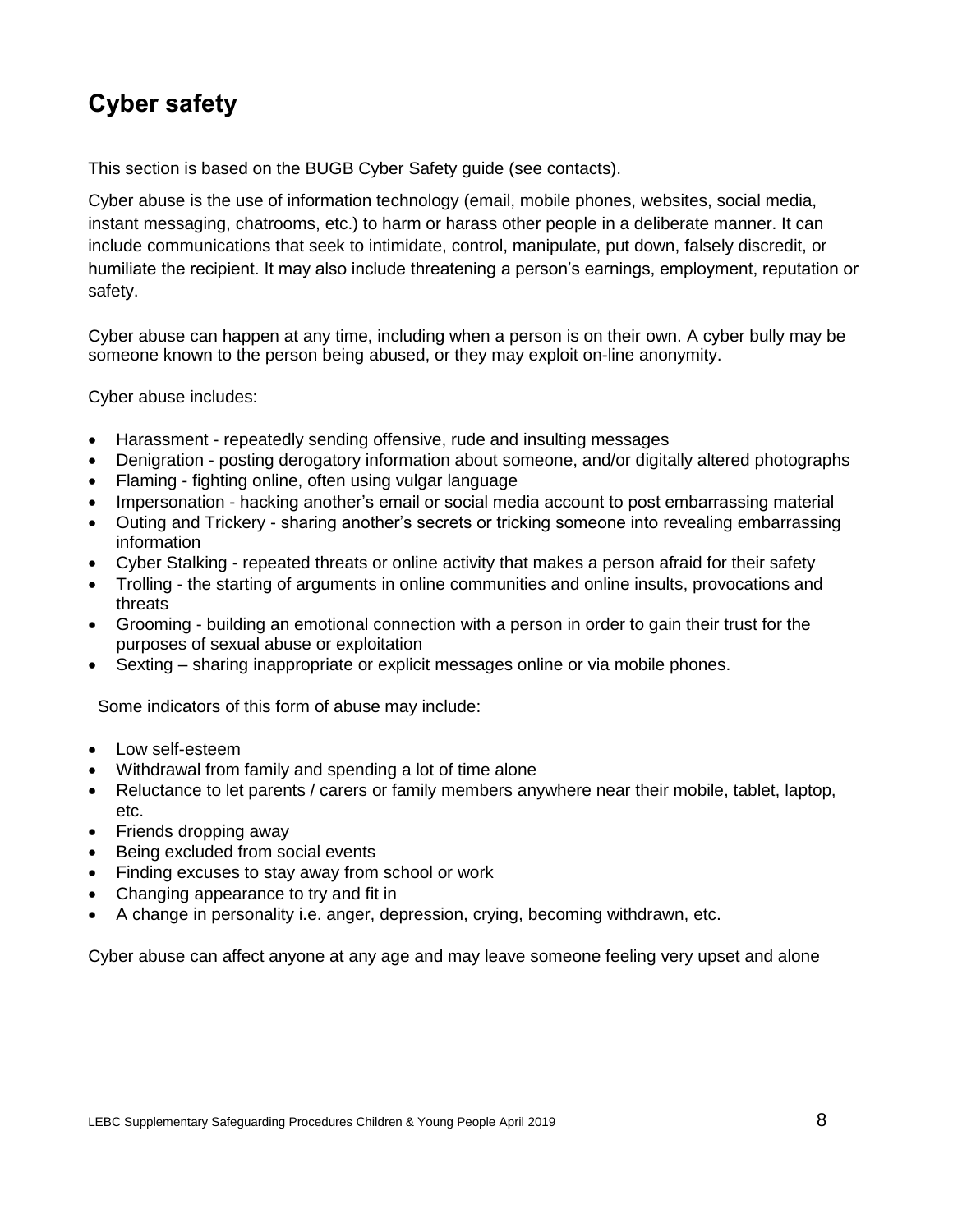## Cyber safety

This section is based on the BUGB Cyber Safety guide (see contacts).

Cyber abuse is the use of information technology (email, mobile phones, websites, social media, instant messaging, chatrooms, etc.) to harm or harass other people in a deliberate manner. It can include communications that seek to intimidate, control, manipulate, put down, falsely discredit, or humiliate the recipient. It may also include threatening a person's earnings, employment, reputation or safety.

Cyber abuse can happen at any time, including when a person is on their own. A cyber bully may be someone known to the person being abused, or they may exploit on-line anonymity.

Cyber abuse includes:

- Harassment - repeatedly sending offensive, rude and insulting messages
- Denigration - posting derogatory information about someone, and/or digitally altered photographs
- Flaming - fighting online, often using vulgar language
- Impersonation - hacking another's email or social media account to post embarrassing material
- Outing and Trickery - sharing another's secrets or tricking someone into revealing embarrassing information
- Cyber Stalking - repeated threats or online activity that makes a person afraid for their safety
- Trolling - the starting of arguments in online communities and online insults, provocations and threats
- Grooming - building an emotional connection with a person in order to gain their trust for the purposes of sexual abuse or exploitation
- Sexting – sharing inappropriate or explicit messages online or via mobile phones.

Some indicators of this form of abuse may include:

- Low self-esteem
- Withdrawal from family and spending a lot of time alone
- Reluctance to let parents / carers or family members anywhere near their mobile, tablet, laptop, etc.
- Friends dropping away
- Being excluded from social events
- Finding excuses to stay away from school or work
- Changing appearance to try and fit in
- A change in personality i.e. anger, depression, crying, becoming withdrawn, etc.

Cyber abuse can affect anyone at any age and may leave someone feeling very upset and alone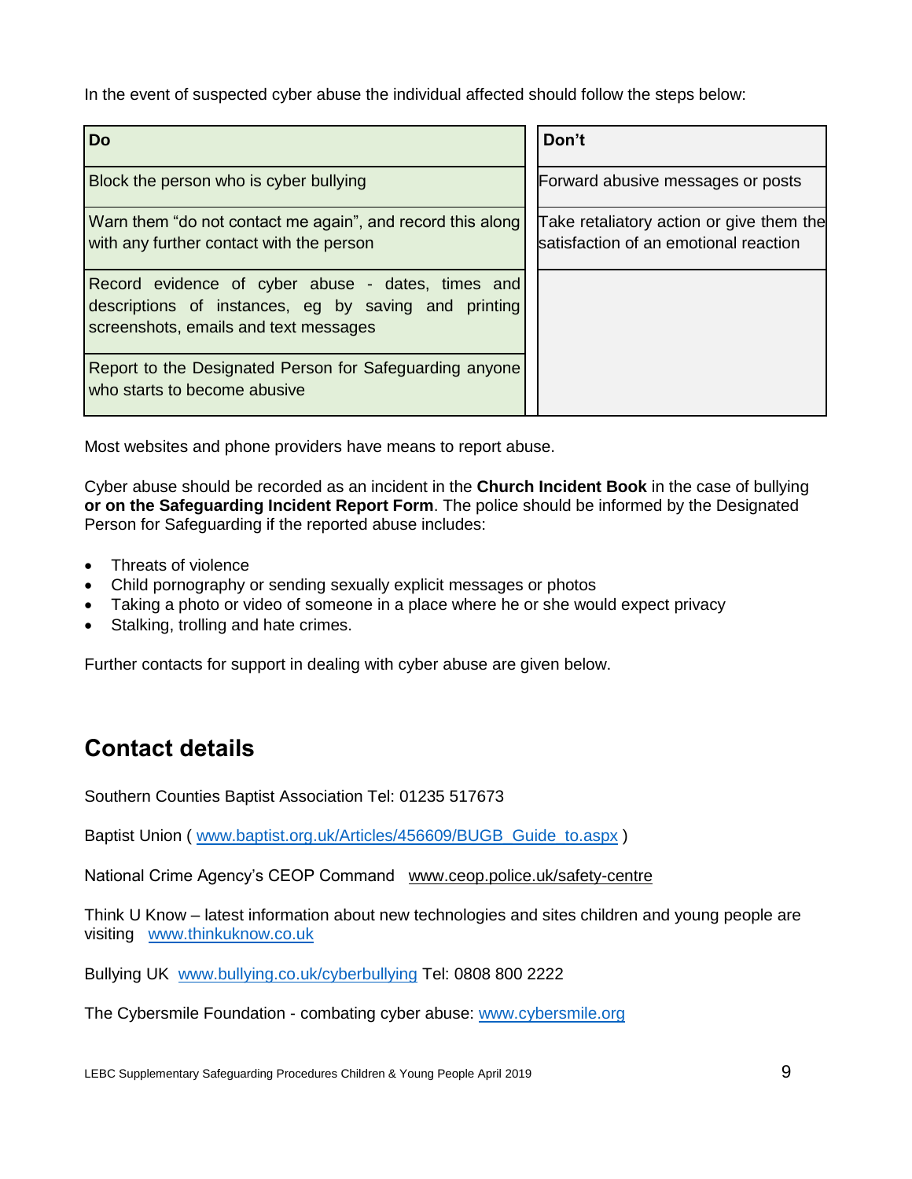In the event of suspected cyber abuse the individual affected should follow the steps below:

| Do | Don't |
| --- | --- |
| Block the person who is cyber bullying | Forward abusive messages or posts |
| Warn them "do not contact me again", and record this along with any further contact with the person | Take retaliatory action or give them the satisfaction of an emotional reaction |
| Record evidence of cyber abuse - dates, times and descriptions of instances, eg by saving and printing screenshots, emails and text messages | |
| Report to the Designated Person for Safeguarding anyone who starts to become abusive | |

Most websites and phone providers have means to report abuse.

Cyber abuse should be recorded as an incident in the **Church Incident Book** in the case of bullying **or on the Safeguarding Incident Report Form**. The police should be informed by the Designated Person for Safeguarding if the reported abuse includes:

- Threats of violence
- Child pornography or sending sexually explicit messages or photos
- Taking a photo or video of someone in a place where he or she would expect privacy
- Stalking, trolling and hate crimes.

Further contacts for support in dealing with cyber abuse are given below.

## Contact details

Southern Counties Baptist Association Tel: 01235 517673

Baptist Union ( www.baptist.org.uk/Articles/456609/BUGB_Guide_to.aspx )

National Crime Agency's CEOP Command www.ceop.police.uk/safety-centre

Think U Know – latest information about new technologies and sites children and young people are visiting www.thinkuknow.co.uk

Bullying UK www.bullying.co.uk/cyberbullying Tel: 0808 800 2222

The Cybersmile Foundation - combating cyber abuse: www.cybersmile.org